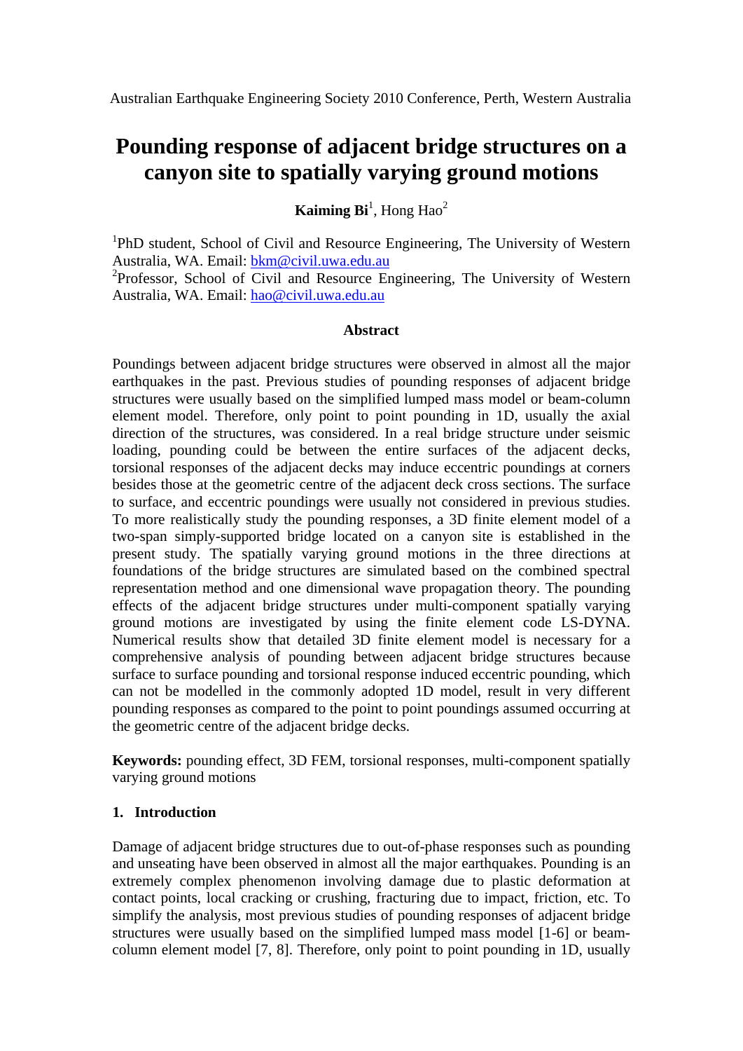# Pounding response of adjacent bridge structures on a canyon site to spatially varying ground motions

**Kaiming Bi**[1], Hong Hao[2]

[1]PhD student, School of Civil and Resource Engineering, The University of Western Australia, WA. Email: bkm@civil.uwa.edu.au
[2]Professor, School of Civil and Resource Engineering, The University of Western Australia, WA. Email: hao@civil.uwa.edu.au

#### Abstract

Poundings between adjacent bridge structures were observed in almost all the major earthquakes in the past. Previous studies of pounding responses of adjacent bridge structures were usually based on the simplified lumped mass model or beam-column element model. Therefore, only point to point pounding in 1D, usually the axial direction of the structures, was considered. In a real bridge structure under seismic loading, pounding could be between the entire surfaces of the adjacent decks, torsional responses of the adjacent decks may induce eccentric poundings at corners besides those at the geometric centre of the adjacent deck cross sections. The surface to surface, and eccentric poundings were usually not considered in previous studies. To more realistically study the pounding responses, a 3D finite element model of a two-span simply-supported bridge located on a canyon site is established in the present study. The spatially varying ground motions in the three directions at foundations of the bridge structures are simulated based on the combined spectral representation method and one dimensional wave propagation theory. The pounding effects of the adjacent bridge structures under multi-component spatially varying ground motions are investigated by using the finite element code LS-DYNA. Numerical results show that detailed 3D finite element model is necessary for a comprehensive analysis of pounding between adjacent bridge structures because surface to surface pounding and torsional response induced eccentric pounding, which can not be modelled in the commonly adopted 1D model, result in very different pounding responses as compared to the point to point poundings assumed occurring at the geometric centre of the adjacent bridge decks.

**Keywords:** pounding effect, 3D FEM, torsional responses, multi-component spatially varying ground motions

## 1. Introduction

Damage of adjacent bridge structures due to out-of-phase responses such as pounding and unseating have been observed in almost all the major earthquakes. Pounding is an extremely complex phenomenon involving damage due to plastic deformation at contact points, local cracking or crushing, fracturing due to impact, friction, etc. To simplify the analysis, most previous studies of pounding responses of adjacent bridge structures were usually based on the simplified lumped mass model [1-6] or beam-column element model [7, 8]. Therefore, only point to point pounding in 1D, usually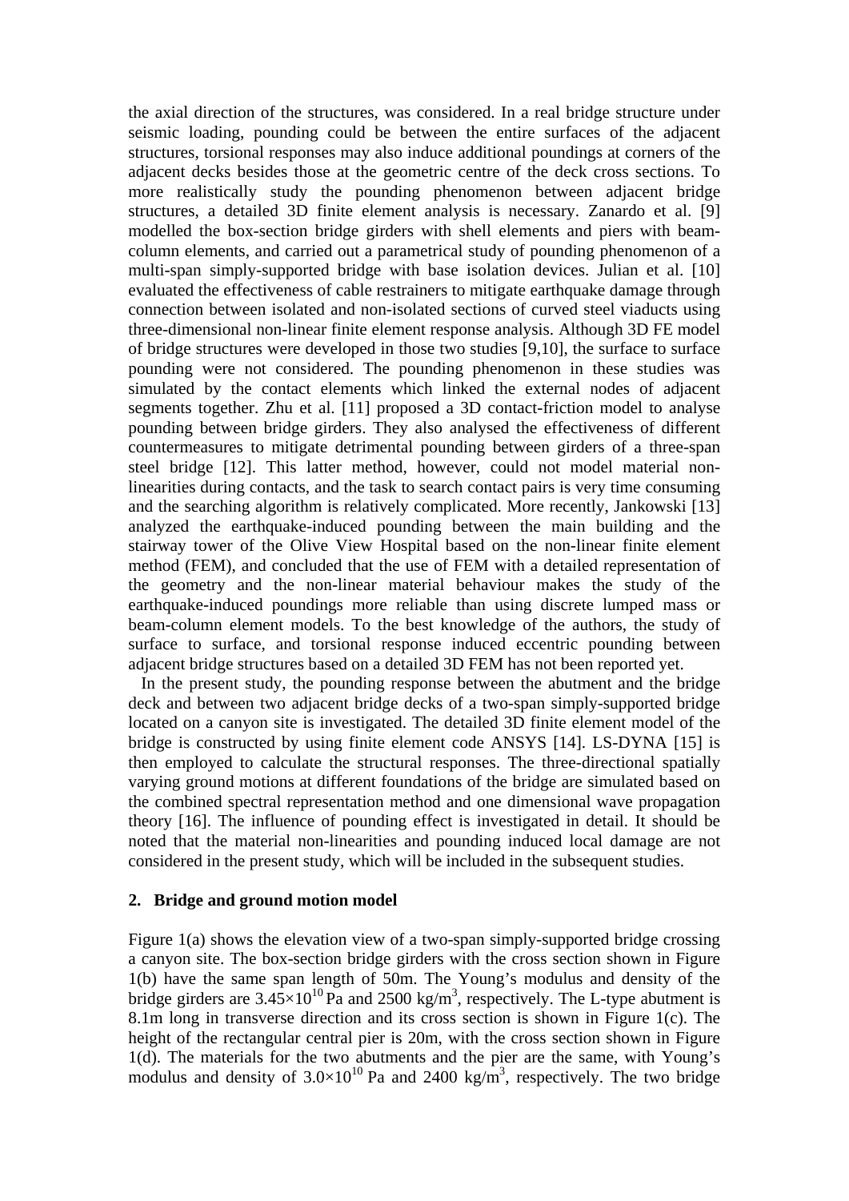the axial direction of the structures, was considered. In a real bridge structure under seismic loading, pounding could be between the entire surfaces of the adjacent structures, torsional responses may also induce additional poundings at corners of the adjacent decks besides those at the geometric centre of the deck cross sections. To more realistically study the pounding phenomenon between adjacent bridge structures, a detailed 3D finite element analysis is necessary. Zanardo et al. [9] modelled the box-section bridge girders with shell elements and piers with beam-column elements, and carried out a parametrical study of pounding phenomenon of a multi-span simply-supported bridge with base isolation devices. Julian et al. [10] evaluated the effectiveness of cable restrainers to mitigate earthquake damage through connection between isolated and non-isolated sections of curved steel viaducts using three-dimensional non-linear finite element response analysis. Although 3D FE model of bridge structures were developed in those two studies [9,10], the surface to surface pounding were not considered. The pounding phenomenon in these studies was simulated by the contact elements which linked the external nodes of adjacent segments together. Zhu et al. [11] proposed a 3D contact-friction model to analyse pounding between bridge girders. They also analysed the effectiveness of different countermeasures to mitigate detrimental pounding between girders of a three-span steel bridge [12]. This latter method, however, could not model material non-linearities during contacts, and the task to search contact pairs is very time consuming and the searching algorithm is relatively complicated. More recently, Jankowski [13] analyzed the earthquake-induced pounding between the main building and the stairway tower of the Olive View Hospital based on the non-linear finite element method (FEM), and concluded that the use of FEM with a detailed representation of the geometry and the non-linear material behaviour makes the study of the earthquake-induced poundings more reliable than using discrete lumped mass or beam-column element models. To the best knowledge of the authors, the study of surface to surface, and torsional response induced eccentric pounding between adjacent bridge structures based on a detailed 3D FEM has not been reported yet.

In the present study, the pounding response between the abutment and the bridge deck and between two adjacent bridge decks of a two-span simply-supported bridge located on a canyon site is investigated. The detailed 3D finite element model of the bridge is constructed by using finite element code ANSYS [14]. LS-DYNA [15] is then employed to calculate the structural responses. The three-directional spatially varying ground motions at different foundations of the bridge are simulated based on the combined spectral representation method and one dimensional wave propagation theory [16]. The influence of pounding effect is investigated in detail. It should be noted that the material non-linearities and pounding induced local damage are not considered in the present study, which will be included in the subsequent studies.

## 2. Bridge and ground motion model

Figure 1(a) shows the elevation view of a two-span simply-supported bridge crossing a canyon site. The box-section bridge girders with the cross section shown in Figure 1(b) have the same span length of 50m. The Young's modulus and density of the bridge girders are $3.45\times10^{10}$ Pa and 2500 kg/m$^3$, respectively. The L-type abutment is 8.1m long in transverse direction and its cross section is shown in Figure 1(c). The height of the rectangular central pier is 20m, with the cross section shown in Figure 1(d). The materials for the two abutments and the pier are the same, with Young's modulus and density of $3.0\times10^{10}$ Pa and 2400 kg/m$^3$, respectively. The two bridge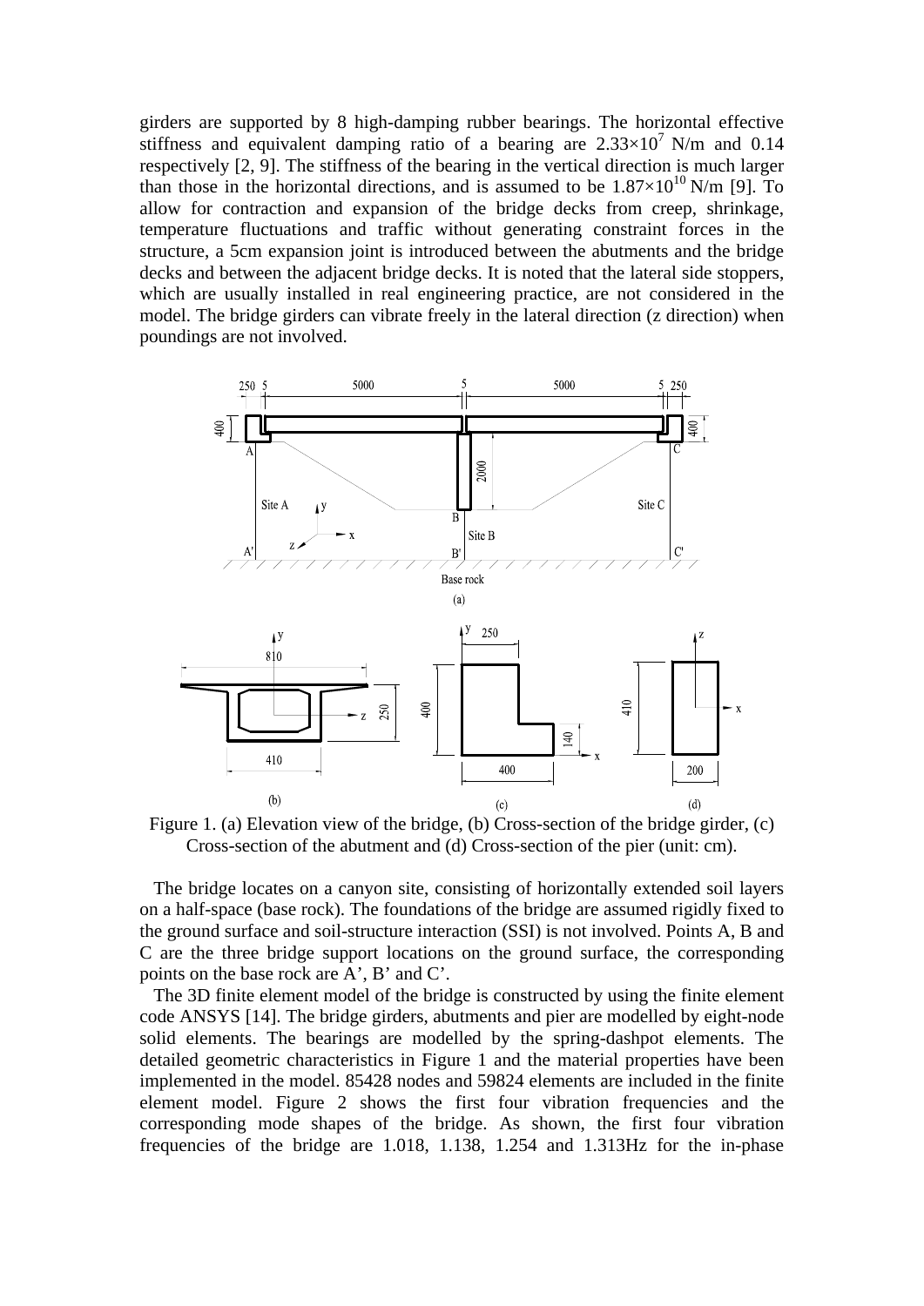girders are supported by 8 high-damping rubber bearings. The horizontal effective stiffness and equivalent damping ratio of a bearing are $2.33\times10^7$ N/m and 0.14 respectively [2, 9]. The stiffness of the bearing in the vertical direction is much larger than those in the horizontal directions, and is assumed to be $1.87\times10^{10}$ N/m [9]. To allow for contraction and expansion of the bridge decks from creep, shrinkage, temperature fluctuations and traffic without generating constraint forces in the structure, a 5cm expansion joint is introduced between the abutments and the bridge decks and between the adjacent bridge decks. It is noted that the lateral side stoppers, which are usually installed in real engineering practice, are not considered in the model. The bridge girders can vibrate freely in the lateral direction (z direction) when poundings are not involved.

Figure 1. (a) Elevation view of the bridge, (b) Cross-section of the bridge girder, (c) Cross-section of the abutment and (d) Cross-section of the pier (unit: cm).

The bridge locates on a canyon site, consisting of horizontally extended soil layers on a half-space (base rock). The foundations of the bridge are assumed rigidly fixed to the ground surface and soil-structure interaction (SSI) is not involved. Points A, B and C are the three bridge support locations on the ground surface, the corresponding points on the base rock are A', B' and C'.

The 3D finite element model of the bridge is constructed by using the finite element code ANSYS [14]. The bridge girders, abutments and pier are modelled by eight-node solid elements. The bearings are modelled by the spring-dashpot elements. The detailed geometric characteristics in Figure 1 and the material properties have been implemented in the model. 85428 nodes and 59824 elements are included in the finite element model. Figure 2 shows the first four vibration frequencies and the corresponding mode shapes of the bridge. As shown, the first four vibration frequencies of the bridge are 1.018, 1.138, 1.254 and 1.313Hz for the in-phase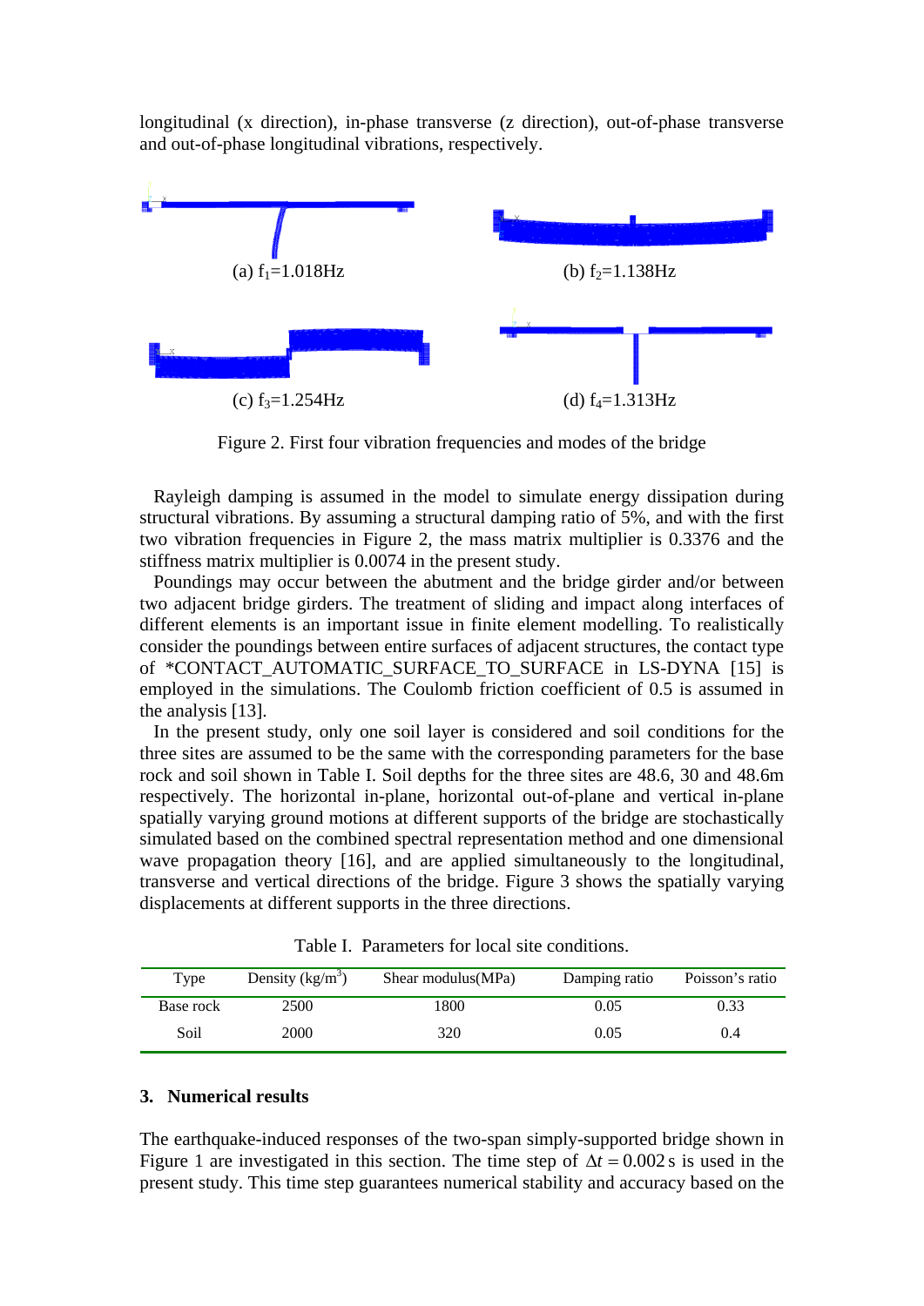longitudinal (x direction), in-phase transverse (z direction), out-of-phase transverse and out-of-phase longitudinal vibrations, respectively.

(a) $f_1$=1.018Hz

(b) $f_2$=1.138Hz

(c) $f_3$=1.254Hz

(d) $f_4$=1.313Hz

Figure 2. First four vibration frequencies and modes of the bridge

Rayleigh damping is assumed in the model to simulate energy dissipation during structural vibrations. By assuming a structural damping ratio of 5%, and with the first two vibration frequencies in Figure 2, the mass matrix multiplier is 0.3376 and the stiffness matrix multiplier is 0.0074 in the present study.

Poundings may occur between the abutment and the bridge girder and/or between two adjacent bridge girders. The treatment of sliding and impact along interfaces of different elements is an important issue in finite element modelling. To realistically consider the poundings between entire surfaces of adjacent structures, the contact type of *CONTACT_AUTOMATIC_SURFACE_TO_SURFACE in LS-DYNA [15] is employed in the simulations. The Coulomb friction coefficient of 0.5 is assumed in the analysis [13].

In the present study, only one soil layer is considered and soil conditions for the three sites are assumed to be the same with the corresponding parameters for the base rock and soil shown in Table I. Soil depths for the three sites are 48.6, 30 and 48.6m respectively. The horizontal in-plane, horizontal out-of-plane and vertical in-plane spatially varying ground motions at different supports of the bridge are stochastically simulated based on the combined spectral representation method and one dimensional wave propagation theory [16], and are applied simultaneously to the longitudinal, transverse and vertical directions of the bridge. Figure 3 shows the spatially varying displacements at different supports in the three directions.

Table I. Parameters for local site conditions.

| Type | Density (kg/m$^3$) | Shear modulus(MPa) | Damping ratio | Poisson's ratio |
|---|---|---|---|---|
| Base rock | 2500 | 1800 | 0.05 | 0.33 |
| Soil | 2000 | 320 | 0.05 | 0.4 |

## 3. Numerical results

The earthquake-induced responses of the two-span simply-supported bridge shown in Figure 1 are investigated in this section. The time step of $\Delta t = 0.002$ s is used in the present study. This time step guarantees numerical stability and accuracy based on the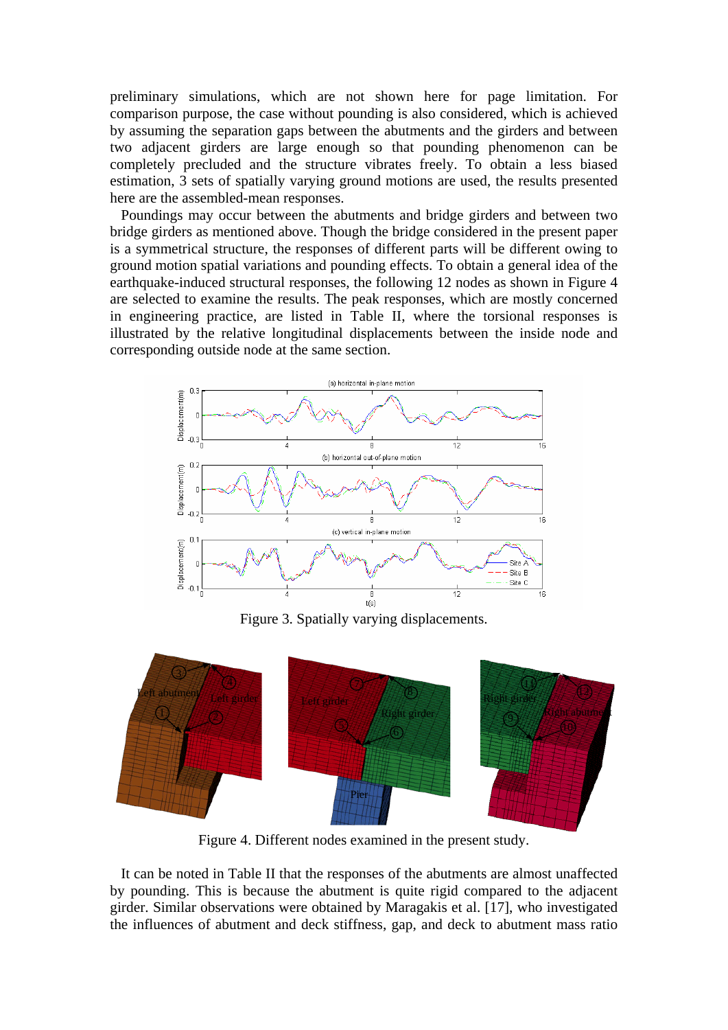preliminary simulations, which are not shown here for page limitation. For comparison purpose, the case without pounding is also considered, which is achieved by assuming the separation gaps between the abutments and the girders and between two adjacent girders are large enough so that pounding phenomenon can be completely precluded and the structure vibrates freely. To obtain a less biased estimation, 3 sets of spatially varying ground motions are used, the results presented here are the assembled-mean responses.

Poundings may occur between the abutments and bridge girders and between two bridge girders as mentioned above. Though the bridge considered in the present paper is a symmetrical structure, the responses of different parts will be different owing to ground motion spatial variations and pounding effects. To obtain a general idea of the earthquake-induced structural responses, the following 12 nodes as shown in Figure 4 are selected to examine the results. The peak responses, which are mostly concerned in engineering practice, are listed in Table II, where the torsional responses is illustrated by the relative longitudinal displacements between the inside node and corresponding outside node at the same section.

Figure 3. Spatially varying displacements.

Figure 4. Different nodes examined in the present study.

It can be noted in Table II that the responses of the abutments are almost unaffected by pounding. This is because the abutment is quite rigid compared to the adjacent girder. Similar observations were obtained by Maragakis et al. [17], who investigated the influences of abutment and deck stiffness, gap, and deck to abutment mass ratio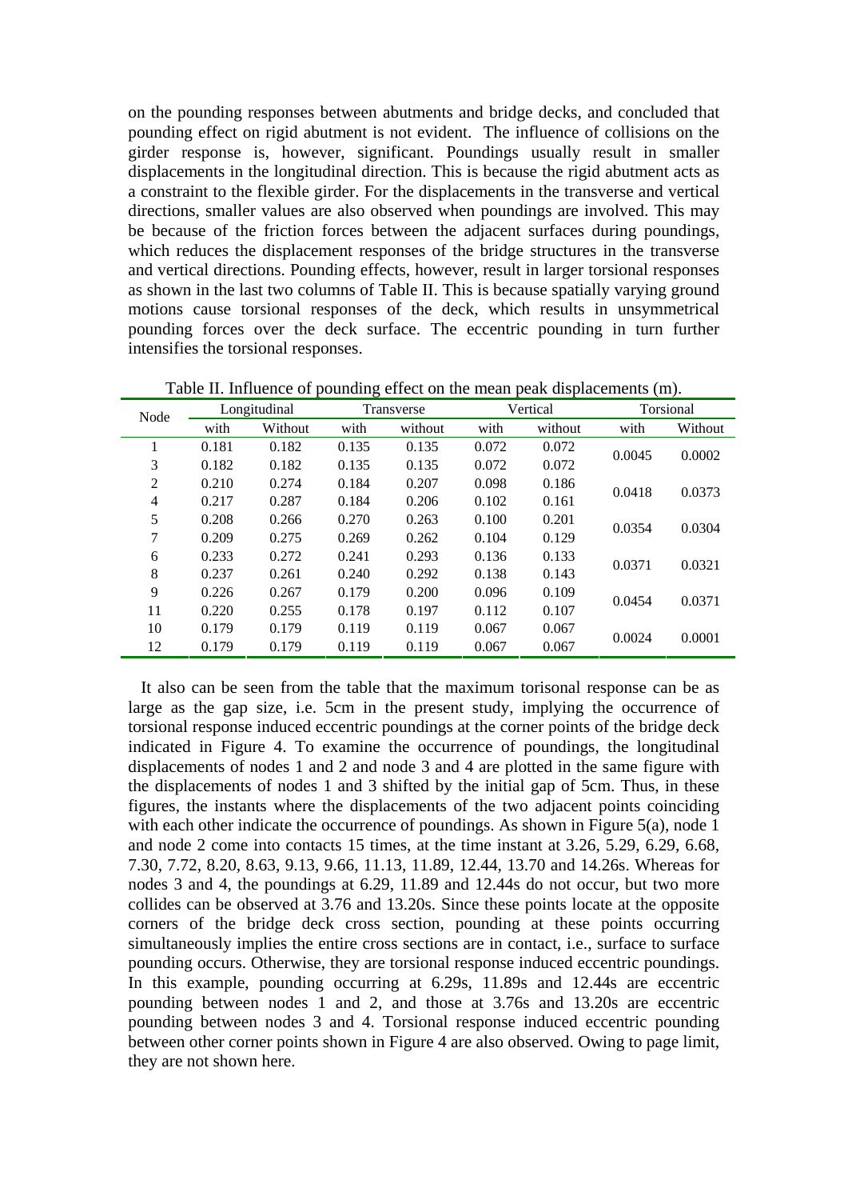on the pounding responses between abutments and bridge decks, and concluded that pounding effect on rigid abutment is not evident. The influence of collisions on the girder response is, however, significant. Poundings usually result in smaller displacements in the longitudinal direction. This is because the rigid abutment acts as a constraint to the flexible girder. For the displacements in the transverse and vertical directions, smaller values are also observed when poundings are involved. This may be because of the friction forces between the adjacent surfaces during poundings, which reduces the displacement responses of the bridge structures in the transverse and vertical directions. Pounding effects, however, result in larger torsional responses as shown in the last two columns of Table II. This is because spatially varying ground motions cause torsional responses of the deck, which results in unsymmetrical pounding forces over the deck surface. The eccentric pounding in turn further intensifies the torsional responses.

Table II. Influence of pounding effect on the mean peak displacements (m).

| Node | Longitudinal | | Transverse | | Vertical | | Torsional | |
|---|---|---|---|---|---|---|---|---|
| | with | Without | with | without | with | without | with | Without |
| 1 | 0.181 | 0.182 | 0.135 | 0.135 | 0.072 | 0.072 | 0.0045 | 0.0002 |
| 3 | 0.182 | 0.182 | 0.135 | 0.135 | 0.072 | 0.072 | | |
| 2 | 0.210 | 0.274 | 0.184 | 0.207 | 0.098 | 0.186 | 0.0418 | 0.0373 |
| 4 | 0.217 | 0.287 | 0.184 | 0.206 | 0.102 | 0.161 | | |
| 5 | 0.208 | 0.266 | 0.270 | 0.263 | 0.100 | 0.201 | 0.0354 | 0.0304 |
| 7 | 0.209 | 0.275 | 0.269 | 0.262 | 0.104 | 0.129 | | |
| 6 | 0.233 | 0.272 | 0.241 | 0.293 | 0.136 | 0.133 | 0.0371 | 0.0321 |
| 8 | 0.237 | 0.261 | 0.240 | 0.292 | 0.138 | 0.143 | | |
| 9 | 0.226 | 0.267 | 0.179 | 0.200 | 0.096 | 0.109 | 0.0454 | 0.0371 |
| 11 | 0.220 | 0.255 | 0.178 | 0.197 | 0.112 | 0.107 | | |
| 10 | 0.179 | 0.179 | 0.119 | 0.119 | 0.067 | 0.067 | 0.0024 | 0.0001 |
| 12 | 0.179 | 0.179 | 0.119 | 0.119 | 0.067 | 0.067 | | |

It also can be seen from the table that the maximum torisonal response can be as large as the gap size, i.e. 5cm in the present study, implying the occurrence of torsional response induced eccentric poundings at the corner points of the bridge deck indicated in Figure 4. To examine the occurrence of poundings, the longitudinal displacements of nodes 1 and 2 and node 3 and 4 are plotted in the same figure with the displacements of nodes 1 and 3 shifted by the initial gap of 5cm. Thus, in these figures, the instants where the displacements of the two adjacent points coinciding with each other indicate the occurrence of poundings. As shown in Figure 5(a), node 1 and node 2 come into contacts 15 times, at the time instant at 3.26, 5.29, 6.29, 6.68, 7.30, 7.72, 8.20, 8.63, 9.13, 9.66, 11.13, 11.89, 12.44, 13.70 and 14.26s. Whereas for nodes 3 and 4, the poundings at 6.29, 11.89 and 12.44s do not occur, but two more collides can be observed at 3.76 and 13.20s. Since these points locate at the opposite corners of the bridge deck cross section, pounding at these points occurring simultaneously implies the entire cross sections are in contact, i.e., surface to surface pounding occurs. Otherwise, they are torsional response induced eccentric poundings. In this example, pounding occurring at 6.29s, 11.89s and 12.44s are eccentric pounding between nodes 1 and 2, and those at 3.76s and 13.20s are eccentric pounding between nodes 3 and 4. Torsional response induced eccentric pounding between other corner points shown in Figure 4 are also observed. Owing to page limit, they are not shown here.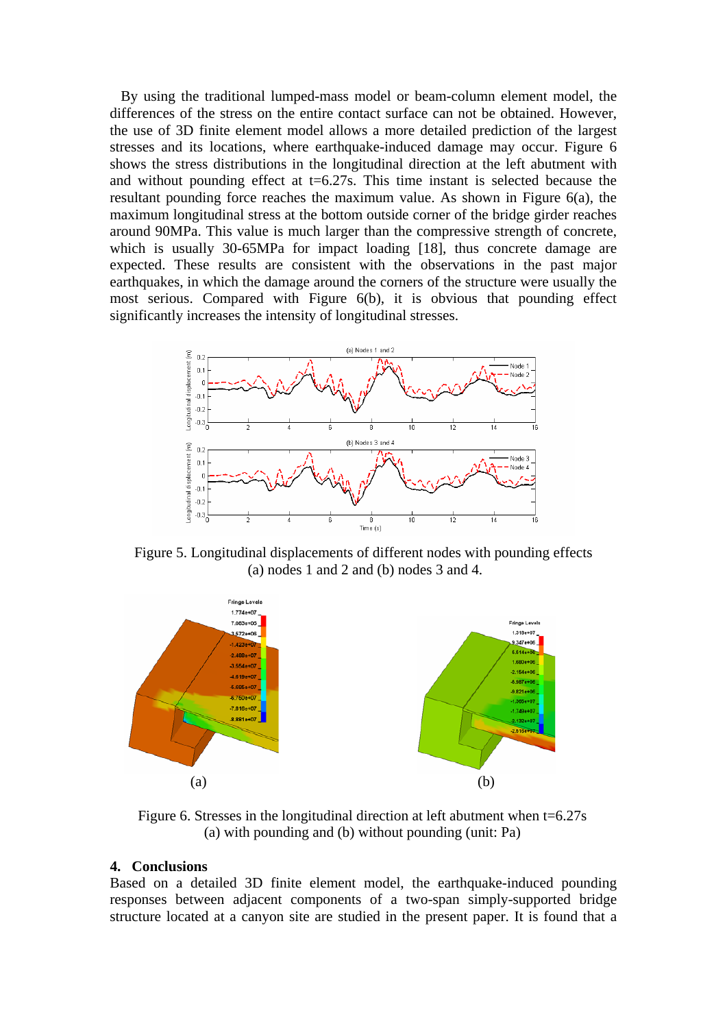By using the traditional lumped-mass model or beam-column element model, the differences of the stress on the entire contact surface can not be obtained. However, the use of 3D finite element model allows a more detailed prediction of the largest stresses and its locations, where earthquake-induced damage may occur. Figure 6 shows the stress distributions in the longitudinal direction at the left abutment with and without pounding effect at t=6.27s. This time instant is selected because the resultant pounding force reaches the maximum value. As shown in Figure 6(a), the maximum longitudinal stress at the bottom outside corner of the bridge girder reaches around 90MPa. This value is much larger than the compressive strength of concrete, which is usually 30-65MPa for impact loading [18], thus concrete damage are expected. These results are consistent with the observations in the past major earthquakes, in which the damage around the corners of the structure were usually the most serious. Compared with Figure 6(b), it is obvious that pounding effect significantly increases the intensity of longitudinal stresses.

Figure 5. Longitudinal displacements of different nodes with pounding effects (a) nodes 1 and 2 and (b) nodes 3 and 4.

Figure 6. Stresses in the longitudinal direction at left abutment when t=6.27s (a) with pounding and (b) without pounding (unit: Pa)

## 4. Conclusions

Based on a detailed 3D finite element model, the earthquake-induced pounding responses between adjacent components of a two-span simply-supported bridge structure located at a canyon site are studied in the present paper. It is found that a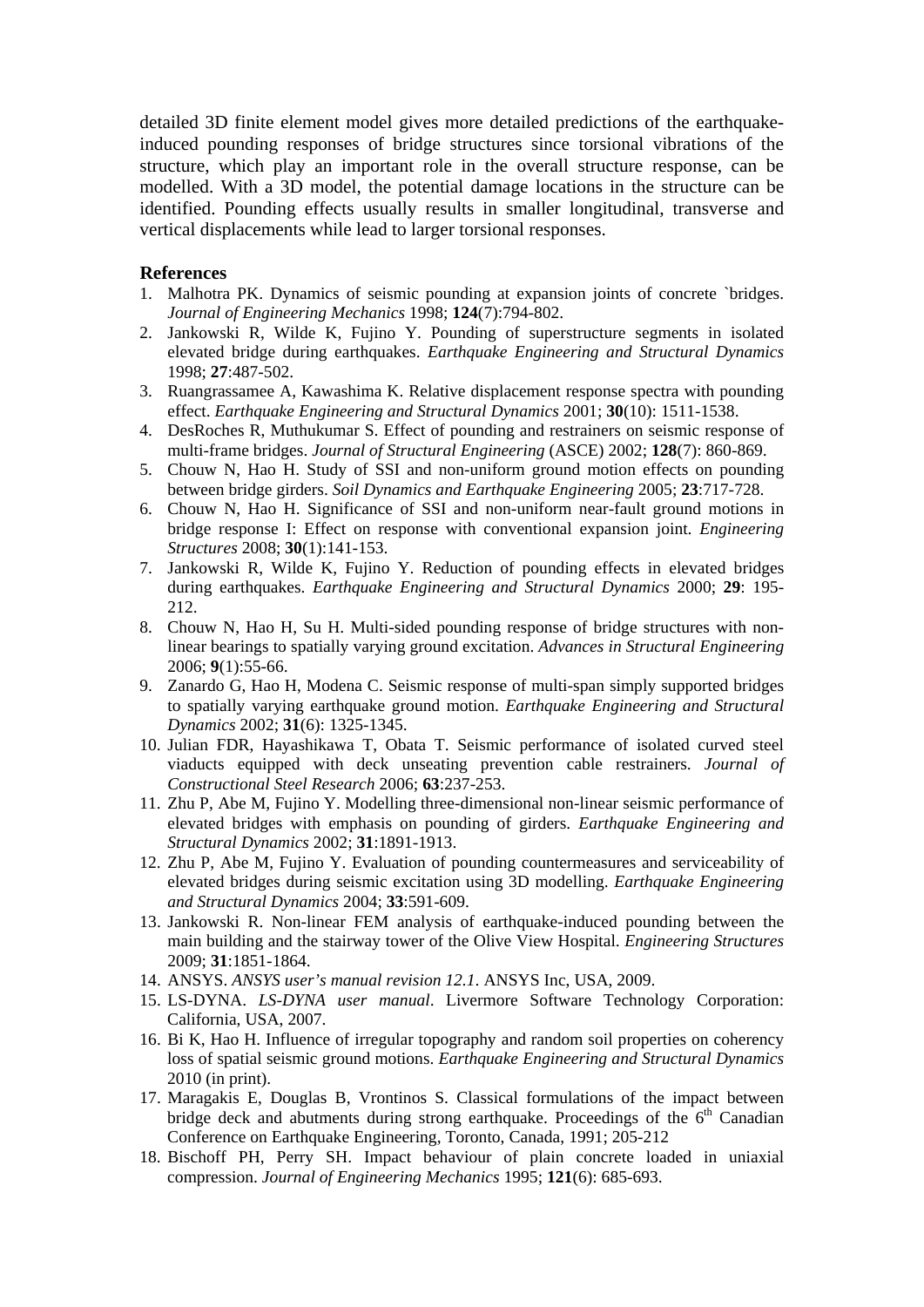detailed 3D finite element model gives more detailed predictions of the earthquake-induced pounding responses of bridge structures since torsional vibrations of the structure, which play an important role in the overall structure response, can be modelled. With a 3D model, the potential damage locations in the structure can be identified. Pounding effects usually results in smaller longitudinal, transverse and vertical displacements while lead to larger torsional responses.

**References**

1. Malhotra PK. Dynamics of seismic pounding at expansion joints of concrete `bridges. *Journal of Engineering Mechanics* 1998; **124**(7):794-802.
2. Jankowski R, Wilde K, Fujino Y. Pounding of superstructure segments in isolated elevated bridge during earthquakes. *Earthquake Engineering and Structural Dynamics* 1998; **27**:487-502.
3. Ruangrassamee A, Kawashima K. Relative displacement response spectra with pounding effect. *Earthquake Engineering and Structural Dynamics* 2001; **30**(10): 1511-1538.
4. DesRoches R, Muthukumar S. Effect of pounding and restrainers on seismic response of multi-frame bridges. *Journal of Structural Engineering* (ASCE) 2002; **128**(7): 860-869.
5. Chouw N, Hao H. Study of SSI and non-uniform ground motion effects on pounding between bridge girders. *Soil Dynamics and Earthquake Engineering* 2005; **23**:717-728.
6. Chouw N, Hao H. Significance of SSI and non-uniform near-fault ground motions in bridge response I: Effect on response with conventional expansion joint. *Engineering Structures* 2008; **30**(1):141-153.
7. Jankowski R, Wilde K, Fujino Y. Reduction of pounding effects in elevated bridges during earthquakes. *Earthquake Engineering and Structural Dynamics* 2000; **29**: 195-212.
8. Chouw N, Hao H, Su H. Multi-sided pounding response of bridge structures with non-linear bearings to spatially varying ground excitation. *Advances in Structural Engineering* 2006; **9**(1):55-66.
9. Zanardo G, Hao H, Modena C. Seismic response of multi-span simply supported bridges to spatially varying earthquake ground motion. *Earthquake Engineering and Structural Dynamics* 2002; **31**(6): 1325-1345.
10. Julian FDR, Hayashikawa T, Obata T. Seismic performance of isolated curved steel viaducts equipped with deck unseating prevention cable restrainers. *Journal of Constructional Steel Research* 2006; **63**:237-253.
11. Zhu P, Abe M, Fujino Y. Modelling three-dimensional non-linear seismic performance of elevated bridges with emphasis on pounding of girders. *Earthquake Engineering and Structural Dynamics* 2002; **31**:1891-1913.
12. Zhu P, Abe M, Fujino Y. Evaluation of pounding countermeasures and serviceability of elevated bridges during seismic excitation using 3D modelling. *Earthquake Engineering and Structural Dynamics* 2004; **33**:591-609.
13. Jankowski R. Non-linear FEM analysis of earthquake-induced pounding between the main building and the stairway tower of the Olive View Hospital. *Engineering Structures* 2009; **31**:1851-1864.
14. ANSYS. *ANSYS user's manual revision 12.1*. ANSYS Inc, USA, 2009.
15. LS-DYNA. *LS-DYNA user manual*. Livermore Software Technology Corporation: California, USA, 2007.
16. Bi K, Hao H. Influence of irregular topography and random soil properties on coherency loss of spatial seismic ground motions. *Earthquake Engineering and Structural Dynamics* 2010 (in print).
17. Maragakis E, Douglas B, Vrontinos S. Classical formulations of the impact between bridge deck and abutments during strong earthquake. Proceedings of the $6^{th}$ Canadian Conference on Earthquake Engineering, Toronto, Canada, 1991; 205-212
18. Bischoff PH, Perry SH. Impact behaviour of plain concrete loaded in uniaxial compression. *Journal of Engineering Mechanics* 1995; **121**(6): 685-693.